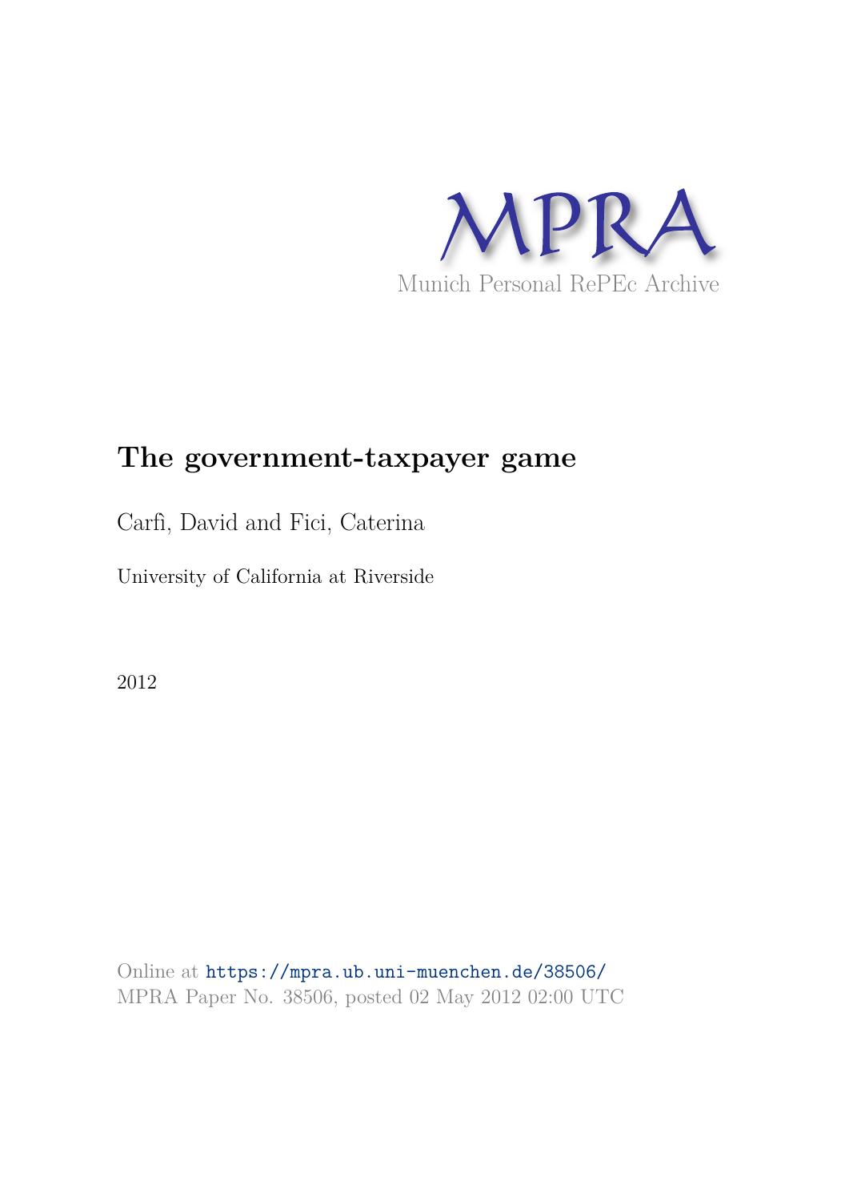MPRA

Munich Personal RePEc Archive

# The government-taxpayer game

Carfì, David and Fici, Caterina

University of California at Riverside

2012

Online at https://mpra.ub.uni-muenchen.de/38506/

MPRA Paper No. 38506, posted 02 May 2012 02:00 UTC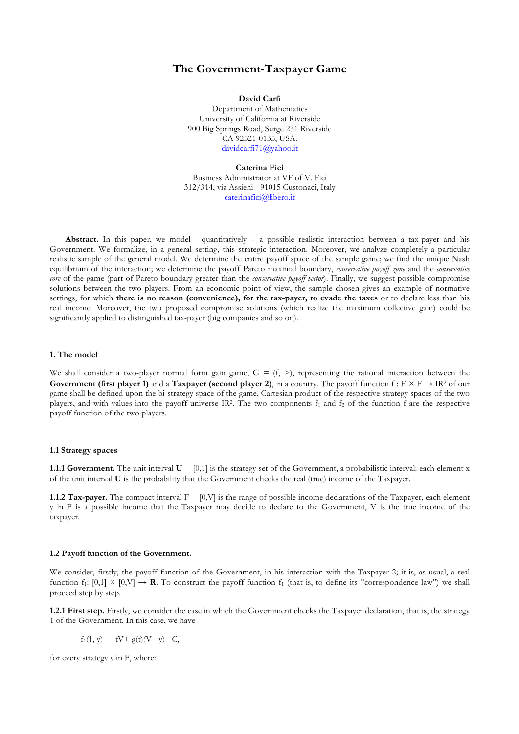# The Government-Taxpayer Game

**David Carfì**
Department of Mathematics
University of California at Riverside
900 Big Springs Road, Surge 231 Riverside
CA 92521-0135, USA.
davidcarfi71@yahoo.it

**Caterina Fici**
Business Administrator at VF of V. Fici
312/314, via Assieni - 91015 Custonaci, Italy
caterinafici@libero.it

**Abstract.** In this paper, we model - quantitatively – a possible realistic interaction between a tax-payer and his Government. We formalize, in a general setting, this strategic interaction. Moreover, we analyze completely a particular realistic sample of the general model. We determine the entire payoff space of the sample game; we find the unique Nash equilibrium of the interaction; we determine the payoff Pareto maximal boundary, *conservative payoff zone* and the *conservative core* of the game (part of Pareto boundary greater than the *conservative payoff vector*). Finally, we suggest possible compromise solutions between the two players. From an economic point of view, the sample chosen gives an example of normative settings, for which **there is no reason (convenience), for the tax-payer, to evade the taxes** or to declare less than his real income. Moreover, the two proposed compromise solutions (which realize the maximum collective gain) could be significantly applied to distinguished tax-payer (big companies and so on).

## 1. The model

We shall consider a two-player normal form gain game, $G = (f, >)$, representing the rational interaction between the **Government (first player 1)** and a **Taxpayer (second player 2)**, in a country. The payoff function $f : E \times F \to \mathbb{R}^2$ of our game shall be defined upon the bi-strategy space of the game, Cartesian product of the respective strategy spaces of the two players, and with values into the payoff universe $\mathbb{R}^2$. The two components $f_1$ and $f_2$ of the function f are the respective payoff function of the two players.

### 1.1 Strategy spaces

**1.1.1 Government.** The unit interval $\mathbf{U} = [0,1]$ is the strategy set of the Government, a probabilistic interval: each element x of the unit interval **U** is the probability that the Government checks the real (true) income of the Taxpayer.

**1.1.2 Tax-payer.** The compact interval $F = [0,V]$ is the range of possible income declarations of the Taxpayer, each element y in F is a possible income that the Taxpayer may decide to declare to the Government, V is the true income of the taxpayer.

### 1.2 Payoff function of the Government.

We consider, firstly, the payoff function of the Government, in his interaction with the Taxpayer 2; it is, as usual, a real function $f_1$: $[0,1] \times [0,V] \to \mathbf{R}$. To construct the payoff function $f_1$ (that is, to define its "correspondence law") we shall proceed step by step.

**1.2.1 First step.** Firstly, we consider the case in which the Government checks the Taxpayer declaration, that is, the strategy 1 of the Government. In this case, we have

$$f_1(1, y) = tV + g(t)(V - y) - C,$$

for every strategy y in F, where: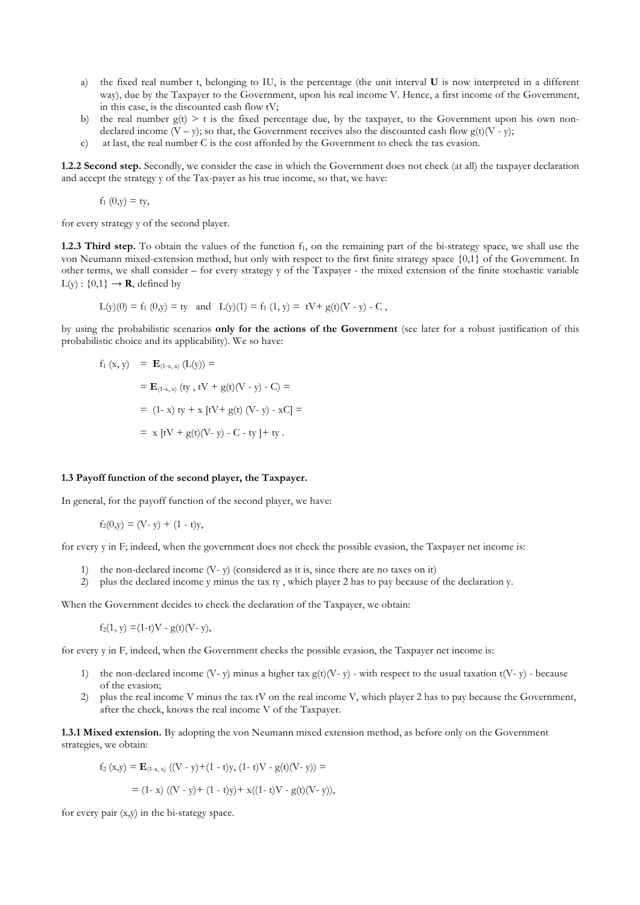a) the fixed real number t, belonging to IU, is the percentage (the unit interval **U** is now interpreted in a different way), due by the Taxpayer to the Government, upon his real income V. Hence, a first income of the Government, in this case, is the discounted cash flow tV;
b) the real number $g(t) > t$ is the fixed percentage due, by the taxpayer, to the Government upon his own non-declared income $(V - y)$; so that, the Government receives also the discounted cash flow $g(t)(V - y)$;
c) at last, the real number C is the cost afforded by the Government to check the tax evasion.

**1.2.2 Second step.** Secondly, we consider the case in which the Government does not check (at all) the taxpayer declaration and accept the strategy y of the Tax-payer as his true income, so that, we have:

$$f_1(0,y) = ty,$$

for every strategy y of the second player.

**1.2.3 Third step.** To obtain the values of the function $f_1$, on the remaining part of the bi-strategy space, we shall use the von Neumann mixed-extension method, but only with respect to the first finite strategy space $\{0,1\}$ of the Government. In other terms, we shall consider – for every strategy y of the Taxpayer - the mixed extension of the finite stochastic variable $L(y) : \{0,1\} \rightarrow \mathbf{R}$, defined by

$$L(y)(0) = f_1(0,y) = ty \quad \text{and} \quad L(y)(1) = f_1(1, y) = tV + g(t)(V - y) - C,$$

by using the probabilistic scenarios **only for the actions of the Government** (see later for a robust justification of this probabilistic choice and its applicability). We so have:

$$
\begin{aligned}
f_1(x, y) &= \mathbf{E}_{(1-x,\, x)}(L(y)) = \\
&= \mathbf{E}_{(1-x,\, x)}(ty,\ tV + g(t)(V - y) - C) = \\
&= (1-x)\, ty + x\,[tV + g(t)(V - y) - xC] = \\
&= x\,[tV + g(t)(V - y) - C - ty] + ty.
\end{aligned}
$$

**1.3 Payoff function of the second player, the Taxpayer.**

In general, for the payoff function of the second player, we have:

$$f_2(0,y) = (V - y) + (1 - t)y,$$

for every y in F; indeed, when the government does not check the possible evasion, the Taxpayer net income is:

1) the non-declared income $(V - y)$ (considered as it is, since there are no taxes on it)
2) plus the declared income y minus the tax ty, which player 2 has to pay because of the declaration y.

When the Government decides to check the declaration of the Taxpayer, we obtain:

$$f_2(1, y) = (1-t)V - g(t)(V - y),$$

for every y in F, indeed, when the Government checks the possible evasion, the Taxpayer net income is:

1) the non-declared income $(V - y)$ minus a higher tax $g(t)(V - y)$ - with respect to the usual taxation $t(V - y)$ - because of the evasion;
2) plus the real income V minus the tax tV on the real income V, which player 2 has to pay because the Government, after the check, knows the real income V of the Taxpayer.

**1.3.1 Mixed extension.** By adopting the von Neumann mixed extension method, as before only on the Government strategies, we obtain:

$$
\begin{aligned}
f_2(x,y) &= \mathbf{E}_{(1-x,\, x)}((V - y) + (1 - t)y,\ (1 - t)V - g(t)(V - y)) = \\
&= (1 - x)((V - y) + (1 - t)y) + x((1 - t)V - g(t)(V - y)),
\end{aligned}
$$

for every pair (x,y) in the bi-stategy space.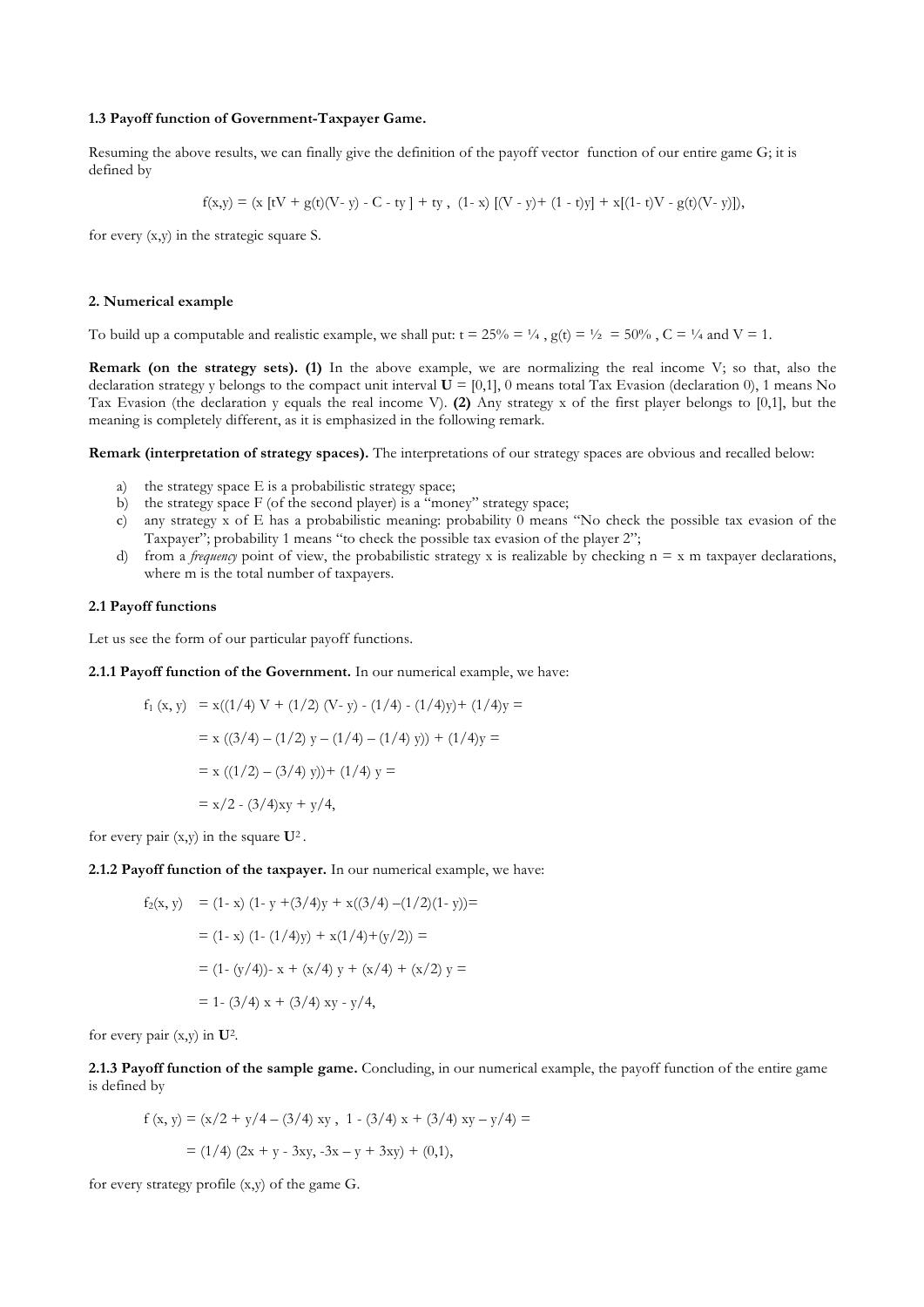**1.3 Payoff function of Government-Taxpayer Game.**

Resuming the above results, we can finally give the definition of the payoff vector function of our entire game G; it is defined by

$$f(x,y) = (x\,[tV + g(t)(V- y) - C - ty\,] + ty\ ,\ (1- x)\,[(V - y)+ (1 - t)y] + x[(1- t)V - g(t)(V- y)]),$$

for every (x,y) in the strategic square S.

**2. Numerical example**

To build up a computable and realistic example, we shall put: $t = 25\% = ¼$ , $g(t) = ½ = 50\%$ , $C = ¼$ and $V = 1$.

**Remark (on the strategy sets). (1)** In the above example, we are normalizing the real income V; so that, also the declaration strategy y belongs to the compact unit interval **U** = [0,1], 0 means total Tax Evasion (declaration 0), 1 means No Tax Evasion (the declaration y equals the real income V). **(2)** Any strategy x of the first player belongs to [0,1], but the meaning is completely different, as it is emphasized in the following remark.

**Remark (interpretation of strategy spaces).** The interpretations of our strategy spaces are obvious and recalled below:

a) the strategy space E is a probabilistic strategy space;
b) the strategy space F (of the second player) is a "money" strategy space;
c) any strategy x of E has a probabilistic meaning: probability 0 means "No check the possible tax evasion of the Taxpayer"; probability 1 means "to check the possible tax evasion of the player 2";
d) from a *frequency* point of view, the probabilistic strategy x is realizable by checking $n = x\,m$ taxpayer declarations, where m is the total number of taxpayers.

**2.1 Payoff functions**

Let us see the form of our particular payoff functions.

**2.1.1 Payoff function of the Government.** In our numerical example, we have:

$$
\begin{aligned}
f_1(x, y) &= x((1/4)\,V + (1/2)\,(V- y) - (1/4) - (1/4)y)+ (1/4)y = \\
&= x\,((3/4) - (1/2)\,y - (1/4) - (1/4)\,y)) + (1/4)y = \\
&= x\,((1/2) - (3/4)\,y))+ (1/4)\,y = \\
&= x/2 - (3/4)xy + y/4,
\end{aligned}
$$

for every pair (x,y) in the square $\mathbf{U}^2$.

**2.1.2 Payoff function of the taxpayer.** In our numerical example, we have:

$$
\begin{aligned}
f_2(x, y) &= (1- x)\,(1- y +(3/4)y + x((3/4) -(1/2)(1- y))= \\
&= (1- x)\,(1- (1/4)y) + x(1/4)+(y/2)) = \\
&= (1- (y/4))- x + (x/4)\,y + (x/4) + (x/2)\,y = \\
&= 1- (3/4)\,x + (3/4)\,xy - y/4,
\end{aligned}
$$

for every pair (x,y) in $\mathbf{U}^2$.

**2.1.3 Payoff function of the sample game.** Concluding, in our numerical example, the payoff function of the entire game is defined by

$$
\begin{aligned}
f\,(x, y) &= (x/2 + y/4 - (3/4)\,xy\ ,\ 1 - (3/4)\,x + (3/4)\,xy - y/4) = \\
&= (1/4)\,(2x + y - 3xy, -3x - y + 3xy) + (0,1),
\end{aligned}
$$

for every strategy profile (x,y) of the game G.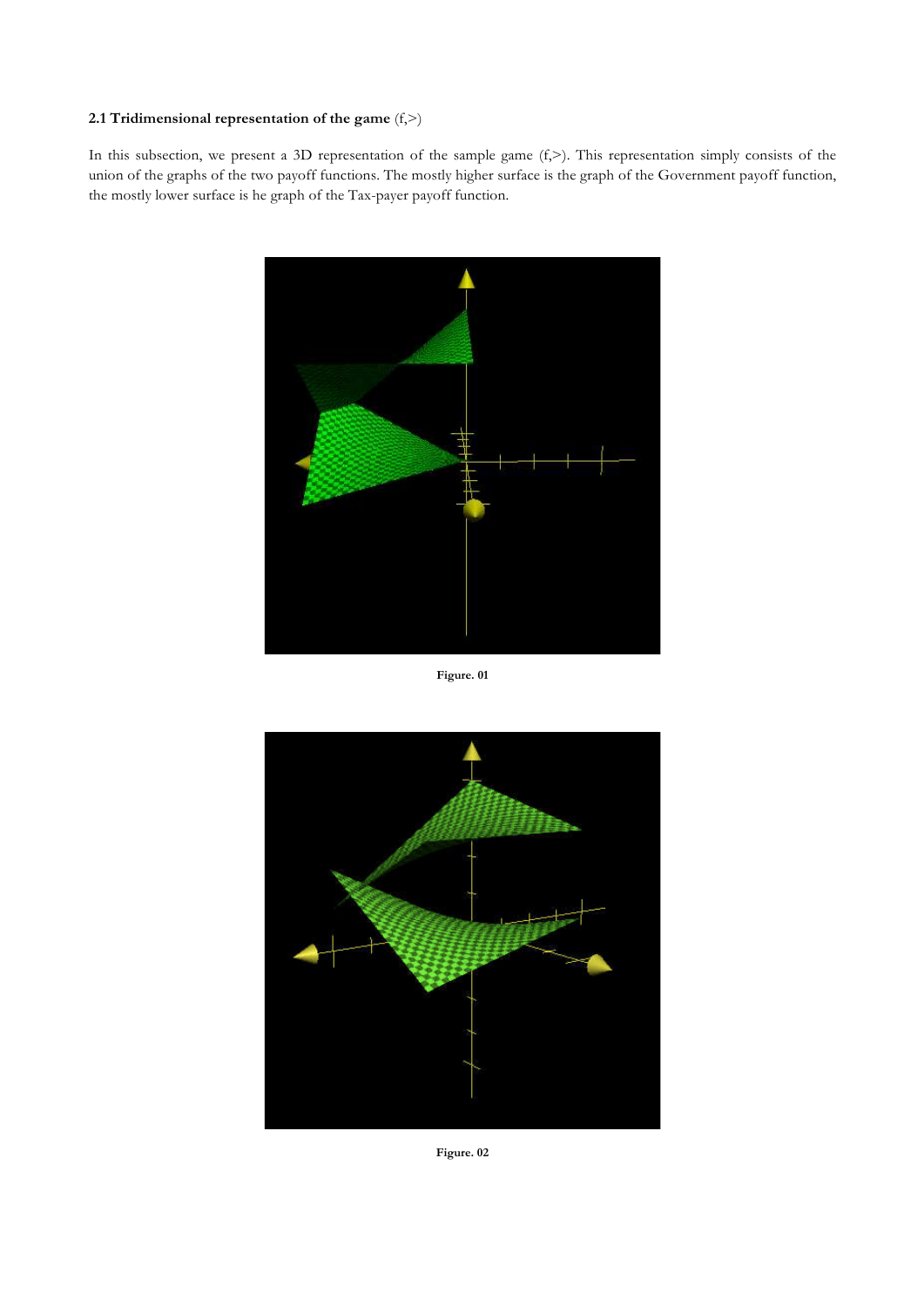### 2.1 Tridimensional representation of the game (f,>)

In this subsection, we present a 3D representation of the sample game (f,>). This representation simply consists of the union of the graphs of the two payoff functions. The mostly higher surface is the graph of the Government payoff function, the mostly lower surface is he graph of the Tax-payer payoff function.

**Figure. 01**

**Figure. 02**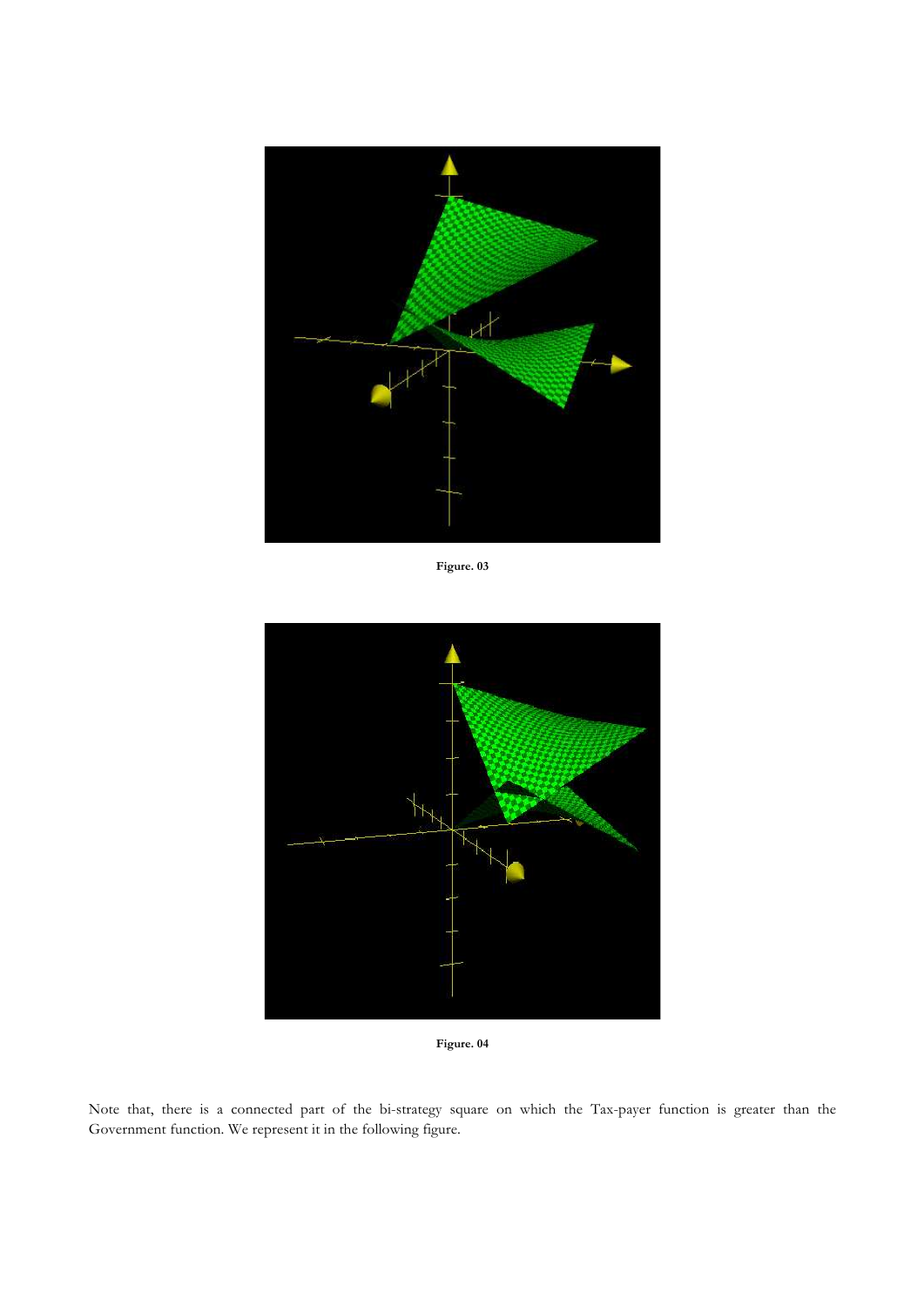Figure. 03

Figure. 04

Note that, there is a connected part of the bi-strategy square on which the Tax-payer function is greater than the Government function. We represent it in the following figure.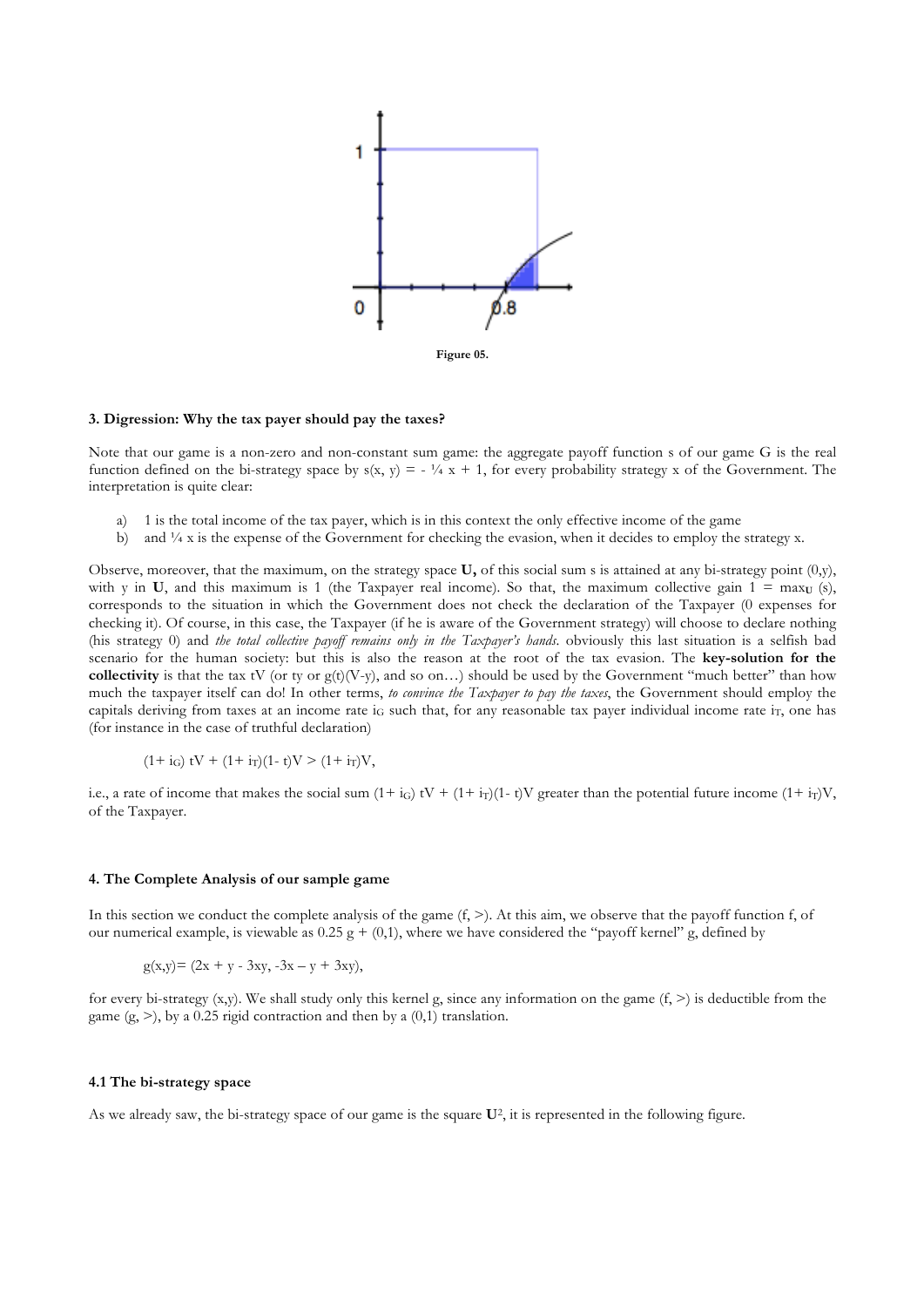Figure 05.

### 3. Digression: Why the tax payer should pay the taxes?

Note that our game is a non-zero and non-constant sum game: the aggregate payoff function s of our game G is the real function defined on the bi-strategy space by $s(x, y) = - ¼ x + 1$, for every probability strategy x of the Government. The interpretation is quite clear:

a) 1 is the total income of the tax payer, which is in this context the only effective income of the game
b) and ¼ x is the expense of the Government for checking the evasion, when it decides to employ the strategy x.

Observe, moreover, that the maximum, on the strategy space **U,** of this social sum s is attained at any bi-strategy point (0,y), with y in **U**, and this maximum is 1 (the Taxpayer real income). So that, the maximum collective gain $1 = \max_{\mathbf{U}} (s)$, corresponds to the situation in which the Government does not check the declaration of the Taxpayer (0 expenses for checking it). Of course, in this case, the Taxpayer (if he is aware of the Government strategy) will choose to declare nothing (his strategy 0) and *the total collective payoff remains only in the Taxpayer's hands*. obviously this last situation is a selfish bad scenario for the human society: but this is also the reason at the root of the tax evasion. The **key-solution for the collectivity** is that the tax tV (or ty or g(t)(V-y), and so on…) should be used by the Government "much better" than how much the taxpayer itself can do! In other terms, *to convince the Taxpayer to pay the taxes*, the Government should employ the capitals deriving from taxes at an income rate $i_G$ such that, for any reasonable tax payer individual income rate $i_T$, one has (for instance in the case of truthful declaration)

$$(1+ i_G)\, tV + (1+ i_T)(1- t)V > (1+ i_T)V,$$

i.e., a rate of income that makes the social sum $(1+ i_G)\, tV + (1+ i_T)(1- t)V$ greater than the potential future income $(1+ i_T)V$, of the Taxpayer.

### 4. The Complete Analysis of our sample game

In this section we conduct the complete analysis of the game (f, >). At this aim, we observe that the payoff function f, of our numerical example, is viewable as $0.25\, g + (0,1)$, where we have considered the "payoff kernel" g, defined by

$$g(x,y)= (2x + y - 3xy, -3x - y + 3xy),$$

for every bi-strategy (x,y). We shall study only this kernel g, since any information on the game (f, >) is deductible from the game (g, >), by a 0.25 rigid contraction and then by a (0,1) translation.

#### 4.1 The bi-strategy space

As we already saw, the bi-strategy space of our game is the square $\mathbf{U}^2$, it is represented in the following figure.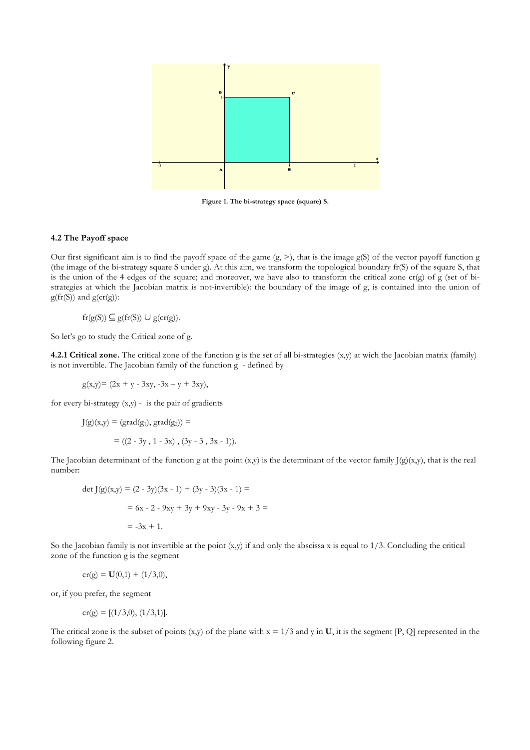Figure 1. The bi-strategy space (square) S.

### 4.2 The Payoff space

Our first significant aim is to find the payoff space of the game $(g, >)$, that is the image $g(S)$ of the vector payoff function g (the image of the bi-strategy square S under g). At this aim, we transform the topological boundary $fr(S)$ of the square S, that is the union of the 4 edges of the square; and moreover, we have also to transform the critical zone $cr(g)$ of g (set of bi-strategies at which the Jacobian matrix is not-invertible): the boundary of the image of g, is contained into the union of $g(fr(S))$ and $g(cr(g))$:

$$fr(g(S)) \subseteq g(fr(S)) \cup g(cr(g)).$$

So let's go to study the Critical zone of g.

**4.2.1 Critical zone.** The critical zone of the function g is the set of all bi-strategies (x,y) at wich the Jacobian matrix (family) is not invertible. The Jacobian family of the function g - defined by

$$g(x,y)= (2x + y - 3xy, -3x - y + 3xy),$$

for every bi-strategy (x,y) - is the pair of gradients

$$J(g)(x,y) = (grad(g_1), grad(g_2)) =$$

$$= ((2 - 3y , 1 - 3x) , (3y - 3 , 3x - 1)).$$

The Jacobian determinant of the function g at the point (x,y) is the determinant of the vector family $J(g)(x,y)$, that is the real number:

$$\det J(g)(x,y) = (2 - 3y)(3x - 1) + (3y - 3)(3x - 1) =$$

$$= 6x - 2 - 9xy + 3y + 9xy - 3y - 9x + 3 =$$

$$= -3x + 1.$$

So the Jacobian family is not invertible at the point (x,y) if and only the abscissa x is equal to 1/3. Concluding the critical zone of the function g is the segment

$$cr(g) = \mathbf{U}(0,1) + (1/3,0),$$

or, if you prefer, the segment

$$cr(g) = [(1/3,0), (1/3,1)].$$

The critical zone is the subset of points (x,y) of the plane with $x = 1/3$ and y in $\mathbf{U}$, it is the segment [P, Q] represented in the following figure 2.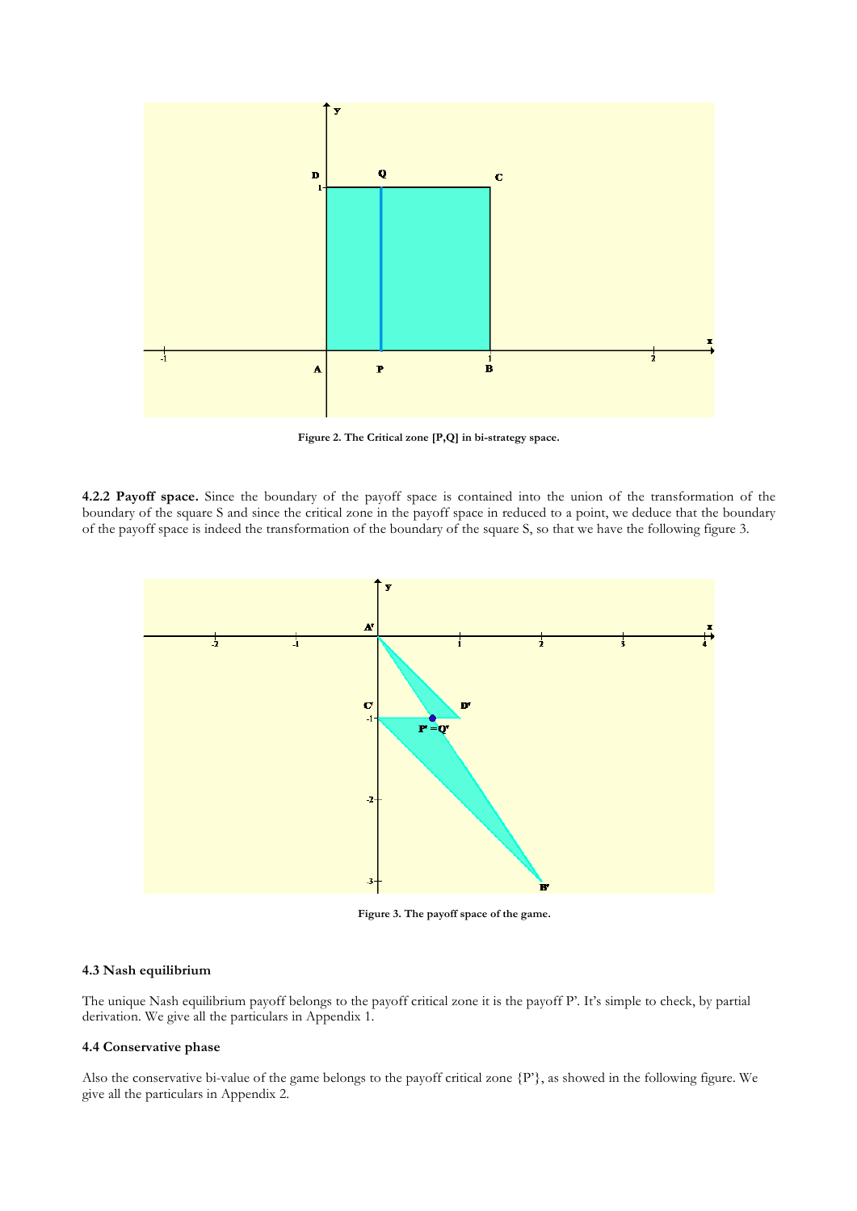Figure 2. The Critical zone [P,Q] in bi-strategy space.

**4.2.2 Payoff space.** Since the boundary of the payoff space is contained into the union of the transformation of the boundary of the square S and since the critical zone in the payoff space in reduced to a point, we deduce that the boundary of the payoff space is indeed the transformation of the boundary of the square S, so that we have the following figure 3.

Figure 3. The payoff space of the game.

### 4.3 Nash equilibrium

The unique Nash equilibrium payoff belongs to the payoff critical zone it is the payoff P'. It's simple to check, by partial derivation. We give all the particulars in Appendix 1.

### 4.4 Conservative phase

Also the conservative bi-value of the game belongs to the payoff critical zone {P'}, as showed in the following figure. We give all the particulars in Appendix 2.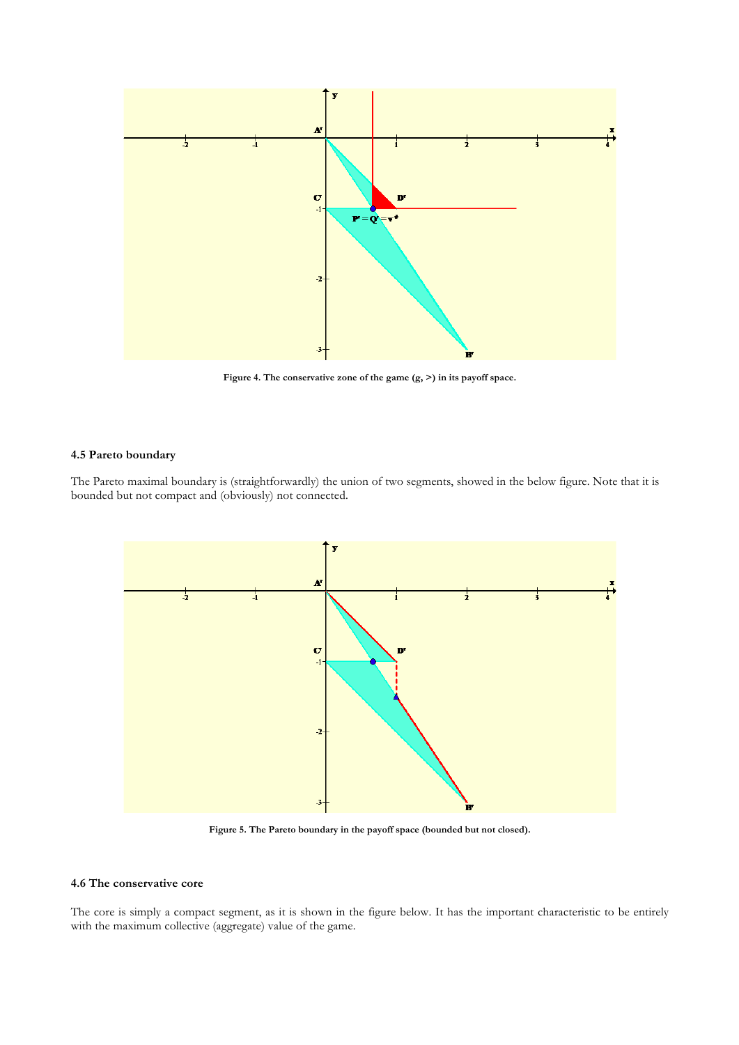Figure 4. The conservative zone of the game $(g, >)$ in its payoff space.

### 4.5 Pareto boundary

The Pareto maximal boundary is (straightforwardly) the union of two segments, showed in the below figure. Note that it is bounded but not compact and (obviously) not connected.

Figure 5. The Pareto boundary in the payoff space (bounded but not closed).

### 4.6 The conservative core

The core is simply a compact segment, as it is shown in the figure below. It has the important characteristic to be entirely with the maximum collective (aggregate) value of the game.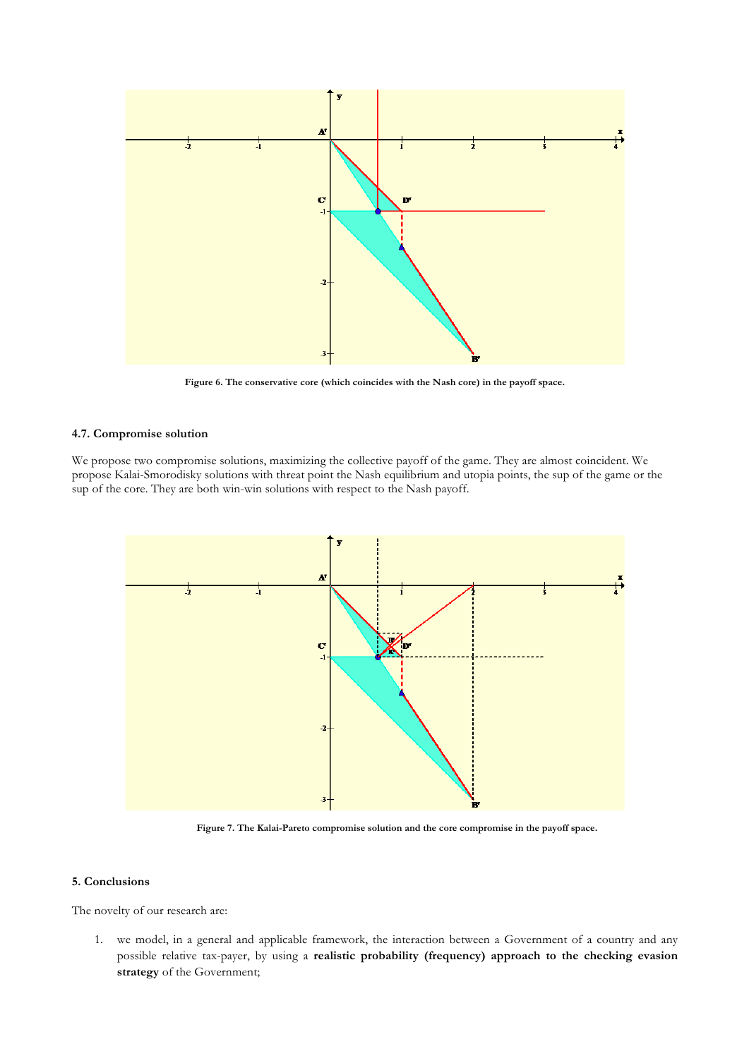Figure 6. The conservative core (which coincides with the Nash core) in the payoff space.

### 4.7. Compromise solution

We propose two compromise solutions, maximizing the collective payoff of the game. They are almost coincident. We propose Kalai-Smorodisky solutions with threat point the Nash equilibrium and utopia points, the sup of the game or the sup of the core. They are both win-win solutions with respect to the Nash payoff.

Figure 7. The Kalai-Pareto compromise solution and the core compromise in the payoff space.

## 5. Conclusions

The novelty of our research are:

1. we model, in a general and applicable framework, the interaction between a Government of a country and any possible relative tax-payer, by using a **realistic probability (frequency) approach to the checking evasion strategy** of the Government;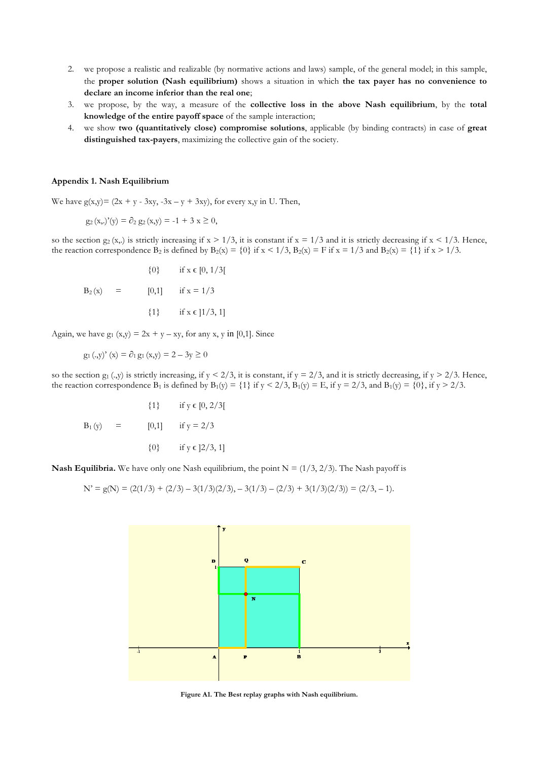2. we propose a realistic and realizable (by normative actions and laws) sample, of the general model; in this sample, the **proper solution (Nash equilibrium)** shows a situation in which **the tax payer has no convenience to declare an income inferior than the real one**;
3. we propose, by the way, a measure of the **collective loss in the above Nash equilibrium**, by the **total knowledge of the entire payoff space** of the sample interaction;
4. we show **two (quantitatively close) compromise solutions**, applicable (by binding contracts) in case of **great distinguished tax-payers**, maximizing the collective gain of the society.

### Appendix 1. Nash Equilibrium

We have $g(x,y) = (2x + y - 3xy, -3x - y + 3xy)$, for every x,y in U. Then,

$$g_2(x,.)'(y) = \partial_2 g_2(x,y) = -1 + 3x \geq 0,$$

so the section $g_2(x,.)$ is strictly increasing if $x > 1/3$, it is constant if $x = 1/3$ and it is strictly decreasing if $x < 1/3$. Hence, the reaction correspondence $B_2$ is defined by $B_2(x) = \{0\}$ if $x < 1/3$, $B_2(x) = F$ if $x = 1/3$ and $B_2(x) = \{1\}$ if $x > 1/3$.

$$B_2(x) = \begin{cases} \{0\} & \text{if } x \in [0, 1/3[ \\ [0,1] & \text{if } x = 1/3 \\ \{1\} & \text{if } x \in ]1/3, 1] \end{cases}$$

Again, we have $g_1(x,y) = 2x + y - xy$, for any x, y in [0,1]. Since

$$g_1(.,y)'(x) = \partial_1 g_1(x,y) = 2 - 3y \geq 0$$

so the section $g_1(.,y)$ is strictly increasing, if $y < 2/3$, it is constant, if $y = 2/3$, and it is strictly decreasing, if $y > 2/3$. Hence, the reaction correspondence $B_1$ is defined by $B_1(y) = \{1\}$ if $y < 2/3$, $B_1(y) = E$, if $y = 2/3$, and $B_1(y) = \{0\}$, if $y > 2/3$.

$$B_1(y) = \begin{cases} \{1\} & \text{if } y \in [0, 2/3[ \\ [0,1] & \text{if } y = 2/3 \\ \{0\} & \text{if } y \in ]2/3, 1] \end{cases}$$

**Nash Equilibria.** We have only one Nash equilibrium, the point $N = (1/3, 2/3)$. The Nash payoff is

$$N' = g(N) = (2(1/3) + (2/3) - 3(1/3)(2/3), -3(1/3) - (2/3) + 3(1/3)(2/3)) = (2/3, -1).$$

**Figure A1. The Best replay graphs with Nash equilibrium.**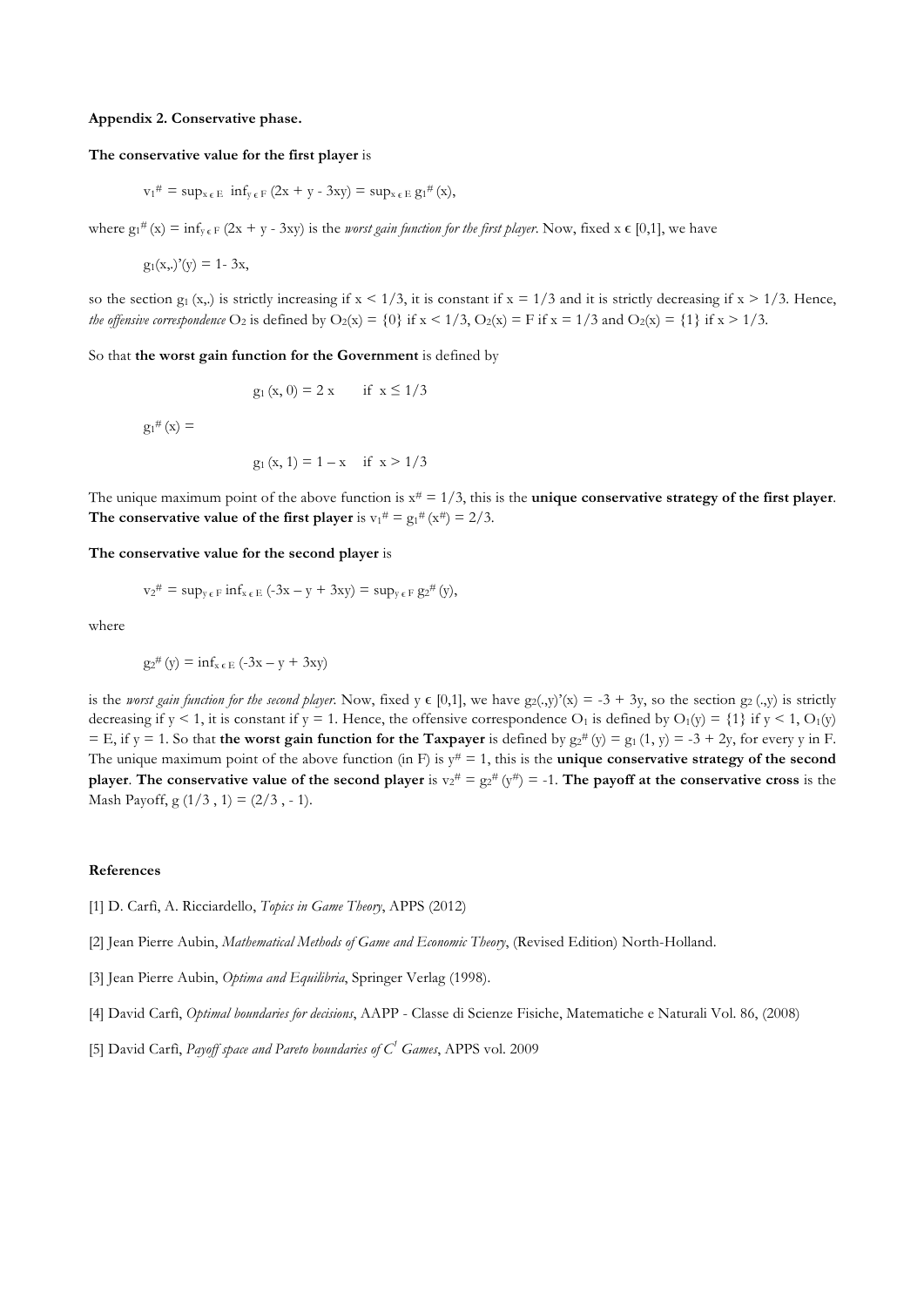**Appendix 2. Conservative phase.**

**The conservative value for the first player** is

$$v_1^\# = \sup_{x \in E} \inf_{y \in F} (2x + y - 3xy) = \sup_{x \in E} g_1^\# (x),$$

where $g_1^\# (x) = \inf_{y \in F} (2x + y - 3xy)$ is the *worst gain function for the first player*. Now, fixed $x \in [0,1]$, we have

$$g_1(x,.)'(y) = 1- 3x,$$

so the section $g_1 (x,.)$ is strictly increasing if $x < 1/3$, it is constant if $x = 1/3$ and it is strictly decreasing if $x > 1/3$. Hence, *the offensive correspondence* $O_2$ is defined by $O_2(x) = \{0\}$ if $x < 1/3$, $O_2(x) = F$ if $x = 1/3$ and $O_2(x) = \{1\}$ if $x > 1/3$.

So that **the worst gain function for the Government** is defined by

$$g_1^\# (x) = \begin{cases} g_1 (x, 0) = 2x & \text{if } x \leq 1/3 \\ g_1 (x, 1) = 1 - x & \text{if } x > 1/3 \end{cases}$$

The unique maximum point of the above function is $x^\# = 1/3$, this is the **unique conservative strategy of the first player**. **The conservative value of the first player** is $v_1^\# = g_1^\# (x^\#) = 2/3$.

**The conservative value for the second player** is

$$v_2^\# = \sup_{y \in F} \inf_{x \in E} (-3x - y + 3xy) = \sup_{y \in F} g_2^\# (y),$$

where

$$g_2^\# (y) = \inf_{x \in E} (-3x - y + 3xy)$$

is the *worst gain function for the second player*. Now, fixed $y \in [0,1]$, we have $g_2(.,y)'(x) = -3 + 3y$, so the section $g_2 (.,y)$ is strictly decreasing if $y < 1$, it is constant if $y = 1$. Hence, the offensive correspondence $O_1$ is defined by $O_1(y) = \{1\}$ if $y < 1$, $O_1(y) = E$, if $y = 1$. So that **the worst gain function for the Taxpayer** is defined by $g_2^\# (y) = g_1 (1, y) = -3 + 2y$, for every $y$ in F. The unique maximum point of the above function (in F) is $y^\# = 1$, this is the **unique conservative strategy of the second player**. **The conservative value of the second player** is $v_2^\# = g_2^\# (y^\#) = -1$. **The payoff at the conservative cross** is the Mash Payoff, $g (1/3 , 1) = (2/3 , - 1)$.

**References**

[1] D. Carfì, A. Ricciardello, *Topics in Game Theory*, APPS (2012)

[2] Jean Pierre Aubin, *Mathematical Methods of Game and Economic Theory*, (Revised Edition) North-Holland.

[3] Jean Pierre Aubin, *Optima and Equilibria*, Springer Verlag (1998).

[4] David Carfì, *Optimal boundaries for decisions*, AAPP - Classe di Scienze Fisiche, Matematiche e Naturali Vol. 86, (2008)

[5] David Carfì, *Payoff space and Pareto boundaries of $C^1$ Games*, APPS vol. 2009